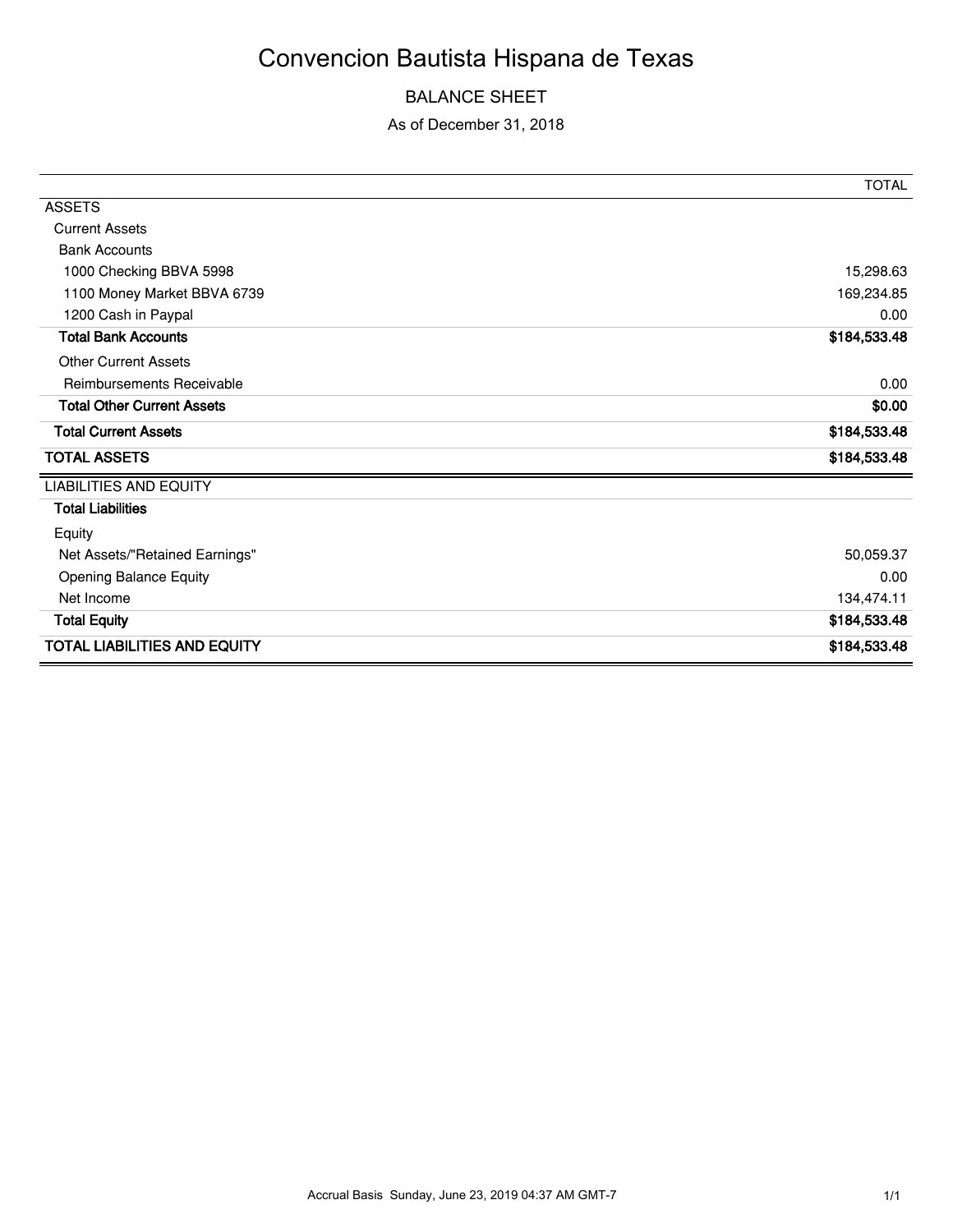# Convencion Bautista Hispana de Texas

## BALANCE SHEET

As of December 31, 2018

| | TOTAL |
|---|---|
| ASSETS | |
| Current Assets | |
| Bank Accounts | |
| 1000 Checking BBVA 5998 | 15,298.63 |
| 1100 Money Market BBVA 6739 | 169,234.85 |
| 1200 Cash in Paypal | 0.00 |
| **Total Bank Accounts** | **$184,533.48** |
| Other Current Assets | |
| Reimbursements Receivable | 0.00 |
| **Total Other Current Assets** | **$0.00** |
| **Total Current Assets** | **$184,533.48** |
| **TOTAL ASSETS** | **$184,533.48** |
| LIABILITIES AND EQUITY | |
| **Total Liabilities** | |
| Equity | |
| Net Assets/"Retained Earnings" | 50,059.37 |
| Opening Balance Equity | 0.00 |
| Net Income | 134,474.11 |
| **Total Equity** | **$184,533.48** |
| **TOTAL LIABILITIES AND EQUITY** | **$184,533.48** |

Accrual Basis Sunday, June 23, 2019 04:37 AM GMT-7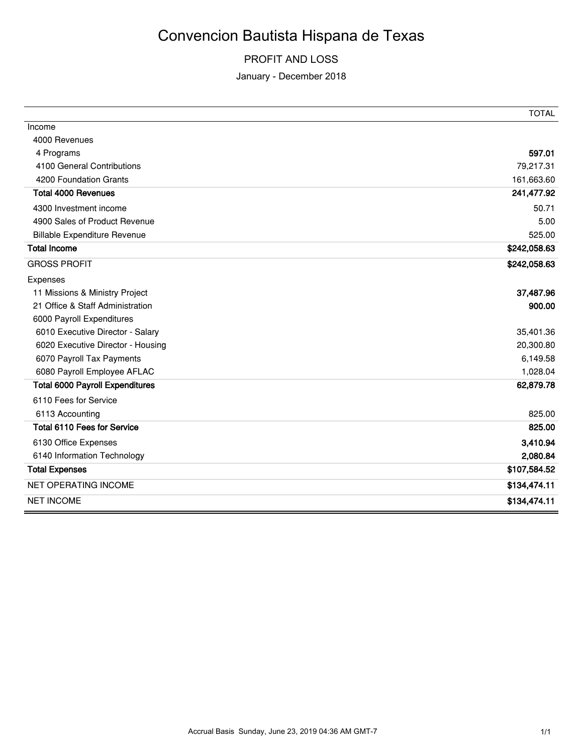# Convencion Bautista Hispana de Texas

PROFIT AND LOSS

January - December 2018

| | TOTAL |
|---|---|
| Income | |
| 4000 Revenues | |
| 4 Programs | **597.01** |
| 4100 General Contributions | 79,217.31 |
| 4200 Foundation Grants | 161,663.60 |
| **Total 4000 Revenues** | **241,477.92** |
| 4300 Investment income | 50.71 |
| 4900 Sales of Product Revenue | 5.00 |
| Billable Expenditure Revenue | 525.00 |
| **Total Income** | **$242,058.63** |
| GROSS PROFIT | **$242,058.63** |
| Expenses | |
| 11 Missions & Ministry Project | **37,487.96** |
| 21 Office & Staff Administration | **900.00** |
| 6000 Payroll Expenditures | |
| 6010 Executive Director - Salary | 35,401.36 |
| 6020 Executive Director - Housing | 20,300.80 |
| 6070 Payroll Tax Payments | 6,149.58 |
| 6080 Payroll Employee AFLAC | 1,028.04 |
| **Total 6000 Payroll Expenditures** | **62,879.78** |
| 6110 Fees for Service | |
| 6113 Accounting | 825.00 |
| **Total 6110 Fees for Service** | **825.00** |
| 6130 Office Expenses | **3,410.94** |
| 6140 Information Technology | **2,080.84** |
| **Total Expenses** | **$107,584.52** |
| NET OPERATING INCOME | **$134,474.11** |
| NET INCOME | **$134,474.11** |

Accrual Basis Sunday, June 23, 2019 04:36 AM GMT-7